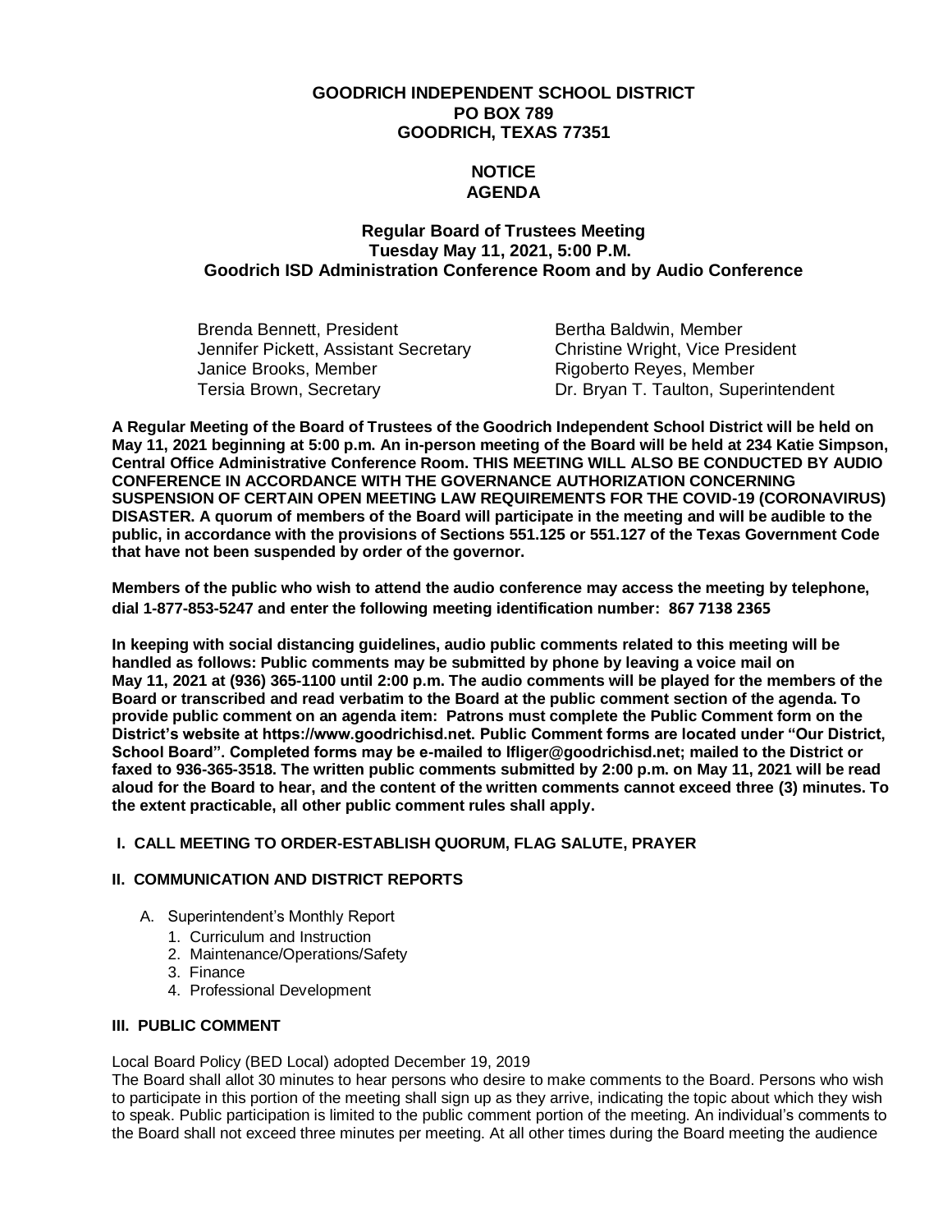**GOODRICH INDEPENDENT SCHOOL DISTRICT**
**PO BOX 789**
**GOODRICH, TEXAS 77351**

**NOTICE**
**AGENDA**

**Regular Board of Trustees Meeting**
**Tuesday May 11, 2021, 5:00 P.M.**
**Goodrich ISD Administration Conference Room and by Audio Conference**

| | |
|---|---|
| Brenda Bennett, President | Bertha Baldwin, Member |
| Jennifer Pickett, Assistant Secretary | Christine Wright, Vice President |
| Janice Brooks, Member | Rigoberto Reyes, Member |
| Tersia Brown, Secretary | Dr. Bryan T. Taulton, Superintendent |

**A Regular Meeting of the Board of Trustees of the Goodrich Independent School District will be held on May 11, 2021 beginning at 5:00 p.m. An in-person meeting of the Board will be held at 234 Katie Simpson, Central Office Administrative Conference Room. THIS MEETING WILL ALSO BE CONDUCTED BY AUDIO CONFERENCE IN ACCORDANCE WITH THE GOVERNANCE AUTHORIZATION CONCERNING SUSPENSION OF CERTAIN OPEN MEETING LAW REQUIREMENTS FOR THE COVID-19 (CORONAVIRUS) DISASTER. A quorum of members of the Board will participate in the meeting and will be audible to the public, in accordance with the provisions of Sections 551.125 or 551.127 of the Texas Government Code that have not been suspended by order of the governor.**

**Members of the public who wish to attend the audio conference may access the meeting by telephone, dial 1-877-853-5247 and enter the following meeting identification number: 867 7138 2365**

**In keeping with social distancing guidelines, audio public comments related to this meeting will be handled as follows: Public comments may be submitted by phone by leaving a voice mail on May 11, 2021 at (936) 365-1100 until 2:00 p.m. The audio comments will be played for the members of the Board or transcribed and read verbatim to the Board at the public comment section of the agenda. To provide public comment on an agenda item: Patrons must complete the Public Comment form on the District's website at https://www.goodrichisd.net. Public Comment forms are located under "Our District, School Board". Completed forms may be e-mailed to lfliger@goodrichisd.net; mailed to the District or faxed to 936-365-3518. The written public comments submitted by 2:00 p.m. on May 11, 2021 will be read aloud for the Board to hear, and the content of the written comments cannot exceed three (3) minutes. To the extent practicable, all other public comment rules shall apply.**

## I. CALL MEETING TO ORDER-ESTABLISH QUORUM, FLAG SALUTE, PRAYER

## II. COMMUNICATION AND DISTRICT REPORTS

A. Superintendent's Monthly Report
   1. Curriculum and Instruction
   2. Maintenance/Operations/Safety
   3. Finance
   4. Professional Development

## III. PUBLIC COMMENT

Local Board Policy (BED Local) adopted December 19, 2019
The Board shall allot 30 minutes to hear persons who desire to make comments to the Board. Persons who wish to participate in this portion of the meeting shall sign up as they arrive, indicating the topic about which they wish to speak. Public participation is limited to the public comment portion of the meeting. An individual's comments to the Board shall not exceed three minutes per meeting. At all other times during the Board meeting the audience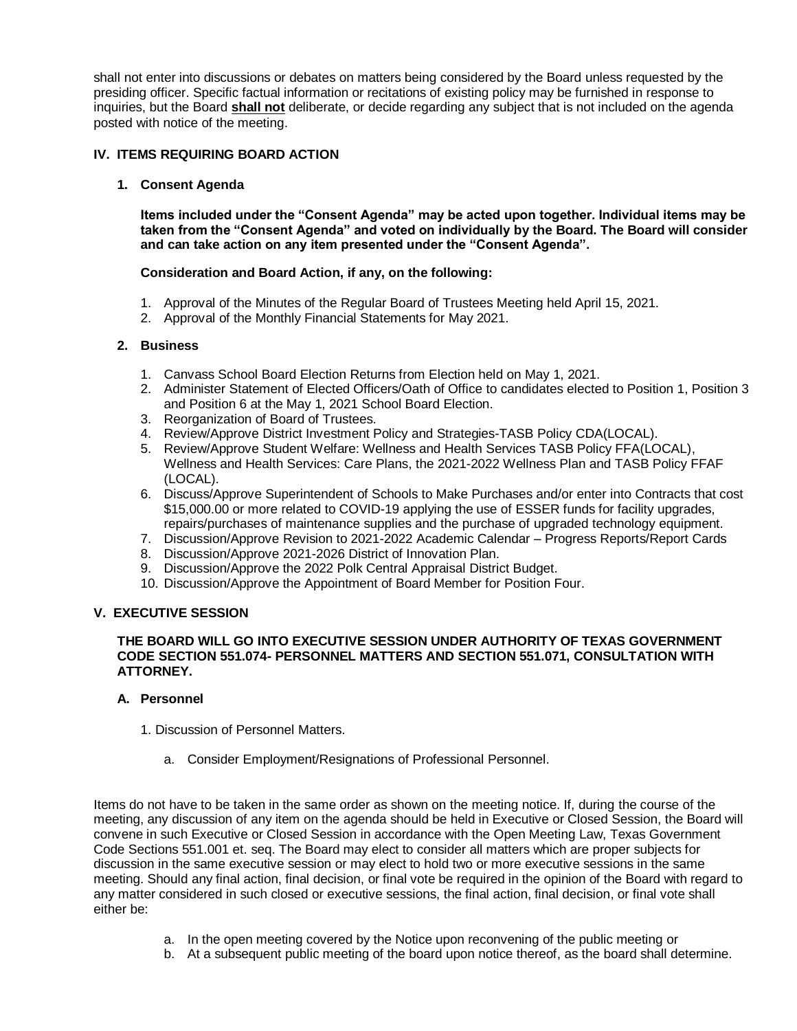shall not enter into discussions or debates on matters being considered by the Board unless requested by the presiding officer. Specific factual information or recitations of existing policy may be furnished in response to inquiries, but the Board **shall not** deliberate, or decide regarding any subject that is not included on the agenda posted with notice of the meeting.

## IV. ITEMS REQUIRING BOARD ACTION

### 1. Consent Agenda

**Items included under the "Consent Agenda" may be acted upon together. Individual items may be taken from the "Consent Agenda" and voted on individually by the Board. The Board will consider and can take action on any item presented under the "Consent Agenda".**

**Consideration and Board Action, if any, on the following:**

1. Approval of the Minutes of the Regular Board of Trustees Meeting held April 15, 2021.
2. Approval of the Monthly Financial Statements for May 2021.

### 2. Business

1. Canvass School Board Election Returns from Election held on May 1, 2021.
2. Administer Statement of Elected Officers/Oath of Office to candidates elected to Position 1, Position 3 and Position 6 at the May 1, 2021 School Board Election.
3. Reorganization of Board of Trustees.
4. Review/Approve District Investment Policy and Strategies-TASB Policy CDA(LOCAL).
5. Review/Approve Student Welfare: Wellness and Health Services TASB Policy FFA(LOCAL), Wellness and Health Services: Care Plans, the 2021-2022 Wellness Plan and TASB Policy FFAF (LOCAL).
6. Discuss/Approve Superintendent of Schools to Make Purchases and/or enter into Contracts that cost $15,000.00 or more related to COVID-19 applying the use of ESSER funds for facility upgrades, repairs/purchases of maintenance supplies and the purchase of upgraded technology equipment.
7. Discussion/Approve Revision to 2021-2022 Academic Calendar – Progress Reports/Report Cards
8. Discussion/Approve 2021-2026 District of Innovation Plan.
9. Discussion/Approve the 2022 Polk Central Appraisal District Budget.
10. Discussion/Approve the Appointment of Board Member for Position Four.

## V. EXECUTIVE SESSION

**THE BOARD WILL GO INTO EXECUTIVE SESSION UNDER AUTHORITY OF TEXAS GOVERNMENT CODE SECTION 551.074- PERSONNEL MATTERS AND SECTION 551.071, CONSULTATION WITH ATTORNEY.**

### A. Personnel

1. Discussion of Personnel Matters.
   a. Consider Employment/Resignations of Professional Personnel.

Items do not have to be taken in the same order as shown on the meeting notice. If, during the course of the meeting, any discussion of any item on the agenda should be held in Executive or Closed Session, the Board will convene in such Executive or Closed Session in accordance with the Open Meeting Law, Texas Government Code Sections 551.001 et. seq. The Board may elect to consider all matters which are proper subjects for discussion in the same executive session or may elect to hold two or more executive sessions in the same meeting. Should any final action, final decision, or final vote be required in the opinion of the Board with regard to any matter considered in such closed or executive sessions, the final action, final decision, or final vote shall either be:

a. In the open meeting covered by the Notice upon reconvening of the public meeting or
b. At a subsequent public meeting of the board upon notice thereof, as the board shall determine.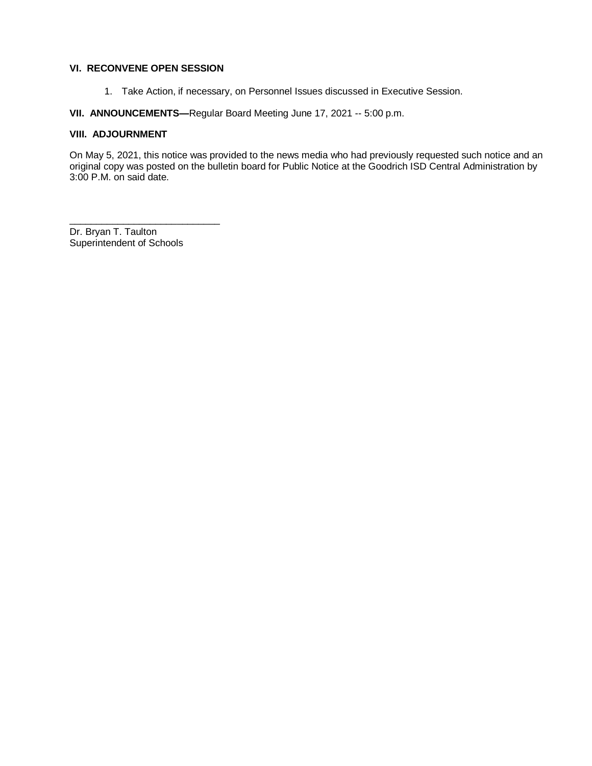**VI. RECONVENE OPEN SESSION**

1. Take Action, if necessary, on Personnel Issues discussed in Executive Session.

**VII. ANNOUNCEMENTS—**Regular Board Meeting June 17, 2021 -- 5:00 p.m.

**VIII. ADJOURNMENT**

On May 5, 2021, this notice was provided to the news media who had previously requested such notice and an original copy was posted on the bulletin board for Public Notice at the Goodrich ISD Central Administration by 3:00 P.M. on said date.

____________________________

Dr. Bryan T. Taulton
Superintendent of Schools